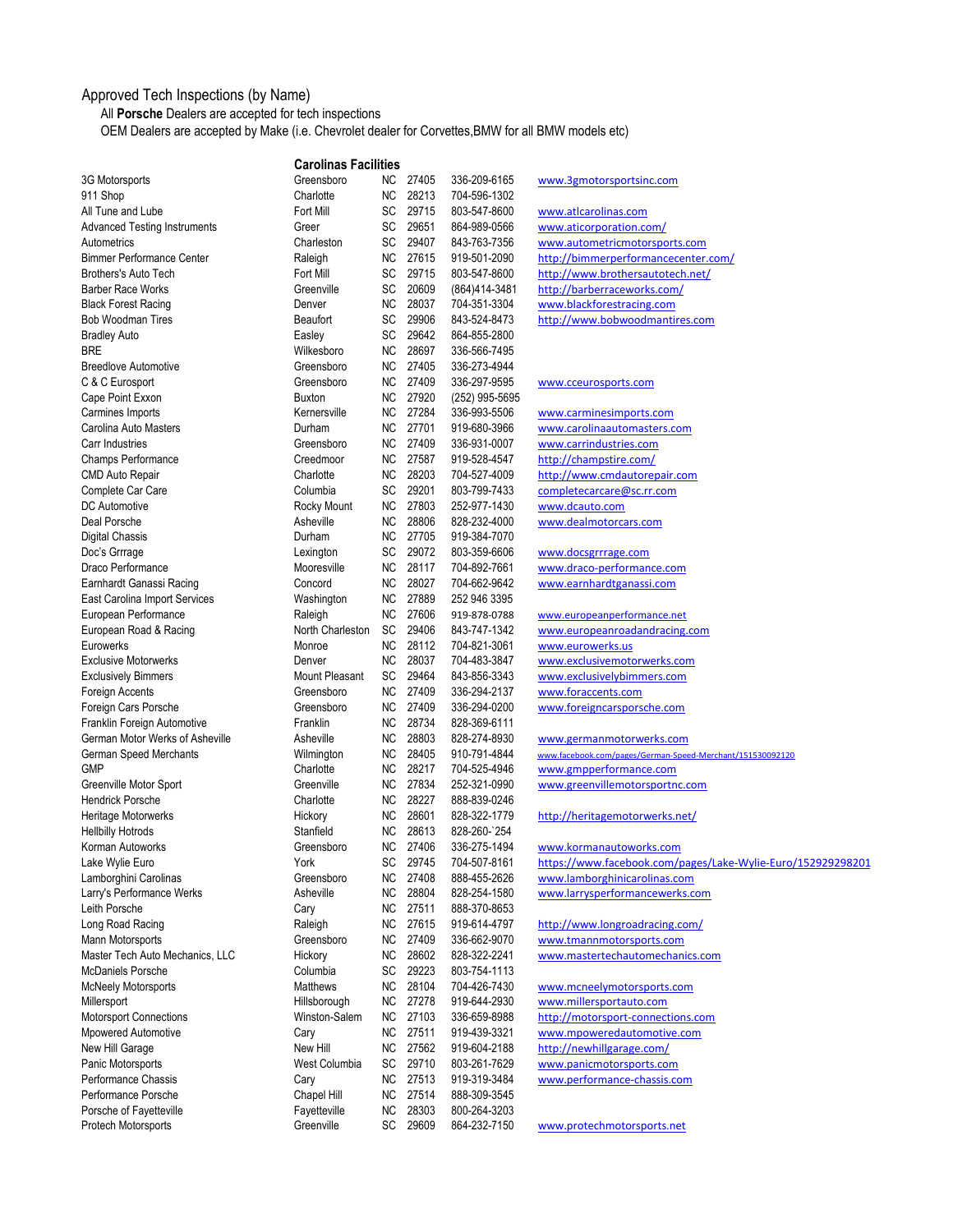Approved Tech Inspections (by Name)

All **Porsche** Dealers are accepted for tech inspections

OEM Dealers are accepted by Make (i.e. Chevrolet dealer for Corvettes,BMW for all BMW models etc)

| | **Carolinas Facilities** | | | | |
|---|---|---|---|---|---|
| 3G Motorsports | Greensboro | NC | 27405 | 336-209-6165 | www.3gmotorsportsinc.com |
| 911 Shop | Charlotte | NC | 28213 | 704-596-1302 | |
| All Tune and Lube | Fort Mill | SC | 29715 | 803-547-8600 | www.atlcarolinas.com |
| Advanced Testing Instruments | Greer | SC | 29651 | 864-989-0566 | www.aticorporation.com/ |
| Autometrics | Charleston | SC | 29407 | 843-763-7356 | www.autometricmotorsports.com |
| Bimmer Performance Center | Raleigh | NC | 27615 | 919-501-2090 | http://bimmerperformancecenter.com/ |
| Brothers's Auto Tech | Fort Mill | SC | 29715 | 803-547-8600 | http://www.brothersautotech.net/ |
| Barber Race Works | Greenville | SC | 20609 | (864)414-3481 | http://barberraceworks.com/ |
| Black Forest Racing | Denver | NC | 28037 | 704-351-3304 | www.blackforestracing.com |
| Bob Woodman Tires | Beaufort | SC | 29906 | 843-524-8473 | http://www.bobwoodmantires.com |
| Bradley Auto | Easley | SC | 29642 | 864-855-2800 | |
| BRE | Wilkesboro | NC | 28697 | 336-566-7495 | |
| Breedlove Automotive | Greensboro | NC | 27405 | 336-273-4944 | |
| C & C Eurosport | Greensboro | NC | 27409 | 336-297-9595 | www.cceurosports.com |
| Cape Point Exxon | Buxton | NC | 27920 | (252) 995-5695 | |
| Carmines Imports | Kernersville | NC | 27284 | 336-993-5506 | www.carminesimports.com |
| Carolina Auto Masters | Durham | NC | 27701 | 919-680-3966 | www.carolinaautomasters.com |
| Carr Industries | Greensboro | NC | 27409 | 336-931-0007 | www.carrindustries.com |
| Champs Performance | Creedmoor | NC | 27587 | 919-528-4547 | http://champstire.com/ |
| CMD Auto Repair | Charlotte | NC | 28203 | 704-527-4009 | http://www.cmdautorepair.com |
| Complete Car Care | Columbia | SC | 29201 | 803-799-7433 | completecarcare@sc.rr.com |
| DC Automotive | Rocky Mount | NC | 27803 | 252-977-1430 | www.dcauto.com |
| Deal Porsche | Asheville | NC | 28806 | 828-232-4000 | www.dealmotorcars.com |
| Digital Chassis | Durham | NC | 27705 | 919-384-7070 | |
| Doc's Grrrage | Lexington | SC | 29072 | 803-359-6606 | www.docsgrrrage.com |
| Draco Performance | Mooresville | NC | 28117 | 704-892-7661 | www.draco-performance.com |
| Earnhardt Ganassi Racing | Concord | NC | 28027 | 704-662-9642 | www.earnhardtganassi.com |
| East Carolina Import Services | Washington | NC | 27889 | 252 946 3395 | |
| European Performance | Raleigh | NC | 27606 | 919-878-0788 | www.europeanperformance.net |
| European Road & Racing | North Charleston | SC | 29406 | 843-747-1342 | www.europeanroadandracing.com |
| Eurowerks | Monroe | NC | 28112 | 704-821-3061 | www.eurowerks.us |
| Exclusive Motorwerks | Denver | NC | 28037 | 704-483-3847 | www.exclusivemotorwerks.com |
| Exclusively Bimmers | Mount Pleasant | SC | 29464 | 843-856-3343 | www.exclusivelybimmers.com |
| Foreign Accents | Greensboro | NC | 27409 | 336-294-2137 | www.foraccents.com |
| Foreign Cars Porsche | Greensboro | NC | 27409 | 336-294-0200 | www.foreigncarsporsche.com |
| Franklin Foreign Automotive | Franklin | NC | 28734 | 828-369-6111 | |
| German Motor Werks of Asheville | Asheville | NC | 28803 | 828-274-8930 | www.germanmotorwerks.com |
| German Speed Merchants | Wilmington | NC | 28405 | 910-791-4844 | www.facebook.com/pages/German-Speed-Merchant/151530092120 |
| GMP | Charlotte | NC | 28217 | 704-525-4946 | www.gmpperformance.com |
| Greenville Motor Sport | Greenville | NC | 27834 | 252-321-0990 | www.greenvillemotorsportnc.com |
| Hendrick Porsche | Charlotte | NC | 28227 | 888-839-0246 | |
| Heritage Motorwerks | Hickory | NC | 28601 | 828-322-1779 | http://heritagemotorwerks.net/ |
| Hellbilly Hotrods | Stanfield | NC | 28613 | 828-260-`254 | |
| Korman Autoworks | Greensboro | NC | 27406 | 336-275-1494 | www.kormanautoworks.com |
| Lake Wylie Euro | York | SC | 29745 | 704-507-8161 | https://www.facebook.com/pages/Lake-Wylie-Euro/152929298201 |
| Lamborghini Carolinas | Greensboro | NC | 27408 | 888-455-2626 | www.lamborghinicarolinas.com |
| Larry's Performance Werks | Asheville | NC | 28804 | 828-254-1580 | www.larrysperformancewerks.com |
| Leith Porsche | Cary | NC | 27511 | 888-370-8653 | |
| Long Road Racing | Raleigh | NC | 27615 | 919-614-4797 | http://www.longroadracing.com/ |
| Mann Motorsports | Greensboro | NC | 27409 | 336-662-9070 | www.tmannmotorsports.com |
| Master Tech Auto Mechanics, LLC | Hickory | NC | 28602 | 828-322-2241 | www.mastertechautomechanics.com |
| McDaniels Porsche | Columbia | SC | 29223 | 803-754-1113 | |
| McNeely Motorsports | Matthews | NC | 28104 | 704-426-7430 | www.mcneelymotorsports.com |
| Millersport | Hillsborough | NC | 27278 | 919-644-2930 | www.millersportauto.com |
| Motorsport Connections | Winston-Salem | NC | 27103 | 336-659-8988 | http://motorsport-connections.com |
| Mpowered Automotive | Cary | NC | 27511 | 919-439-3321 | www.mpoweredautomotive.com |
| New Hill Garage | New Hill | NC | 27562 | 919-604-2188 | http://newhillgarage.com/ |
| Panic Motorsports | West Columbia | SC | 29710 | 803-261-7629 | www.panicmotorsports.com |
| Performance Chassis | Cary | NC | 27513 | 919-319-3484 | www.performance-chassis.com |
| Performance Porsche | Chapel Hill | NC | 27514 | 888-309-3545 | |
| Porsche of Fayetteville | Fayetteville | NC | 28303 | 800-264-3203 | |
| Protech Motorsports | Greenville | SC | 29609 | 864-232-7150 | www.protechmotorsports.net |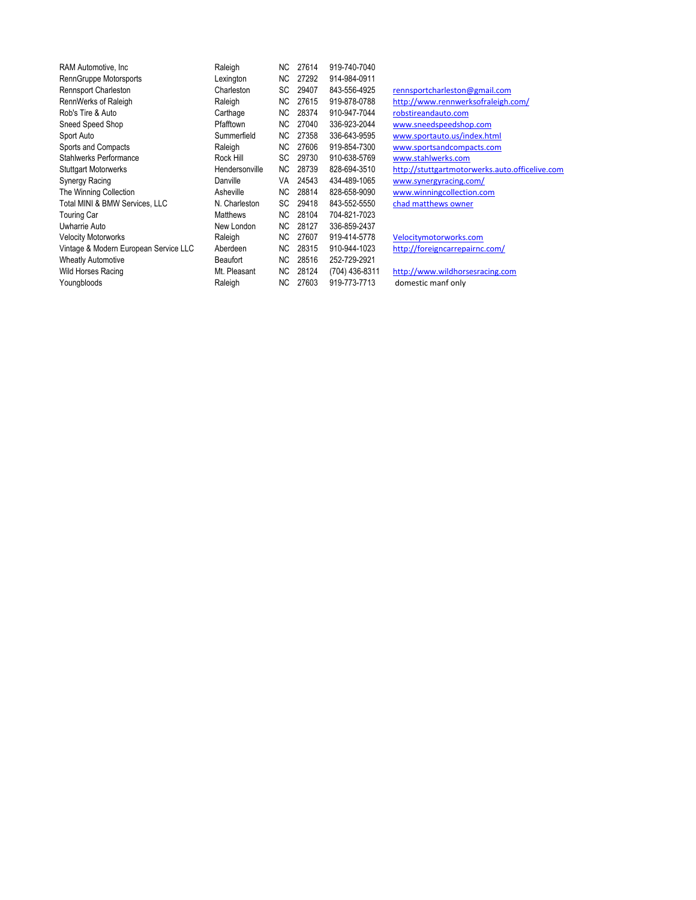| | | | | | |
|---|---|---|---|---|---|
| RAM Automotive, Inc | Raleigh | NC | 27614 | 919-740-7040 | |
| RennGruppe Motorsports | Lexington | NC | 27292 | 914-984-0911 | |
| Rennsport Charleston | Charleston | SC | 29407 | 843-556-4925 | rennsportcharleston@gmail.com |
| RennWerks of Raleigh | Raleigh | NC | 27615 | 919-878-0788 | http://www.rennwerksofraleigh.com/ |
| Rob's Tire & Auto | Carthage | NC | 28374 | 910-947-7044 | robstireandauto.com |
| Sneed Speed Shop | Pfafftown | NC | 27040 | 336-923-2044 | www.sneedspeedshop.com |
| Sport Auto | Summerfield | NC | 27358 | 336-643-9595 | www.sportauto.us/index.html |
| Sports and Compacts | Raleigh | NC | 27606 | 919-854-7300 | www.sportsandcompacts.com |
| Stahlwerks Performance | Rock Hill | SC | 29730 | 910-638-5769 | www.stahlwerks.com |
| Stuttgart Motorwerks | Hendersonville | NC | 28739 | 828-694-3510 | http://stuttgartmotorwerks.auto.officelive.com |
| Synergy Racing | Danville | VA | 24543 | 434-489-1065 | www.synergyracing.com/ |
| The Winning Collection | Asheville | NC | 28814 | 828-658-9090 | www.winningcollection.com |
| Total MINI & BMW Services, LLC | N. Charleston | SC | 29418 | 843-552-5550 | chad matthews owner |
| Touring Car | Matthews | NC | 28104 | 704-821-7023 | |
| Uwharrie Auto | New London | NC | 28127 | 336-859-2437 | |
| Velocity Motorworks | Raleigh | NC | 27607 | 919-414-5778 | Velocitymotorworks.com |
| Vintage & Modern European Service LLC | Aberdeen | NC | 28315 | 910-944-1023 | http://foreigncarrepairnc.com/ |
| Wheatly Automotive | Beaufort | NC | 28516 | 252-729-2921 | |
| Wild Horses Racing | Mt. Pleasant | NC | 28124 | (704) 436-8311 | http://www.wildhorsesracing.com |
| Youngbloods | Raleigh | NC | 27603 | 919-773-7713 | domestic manf only |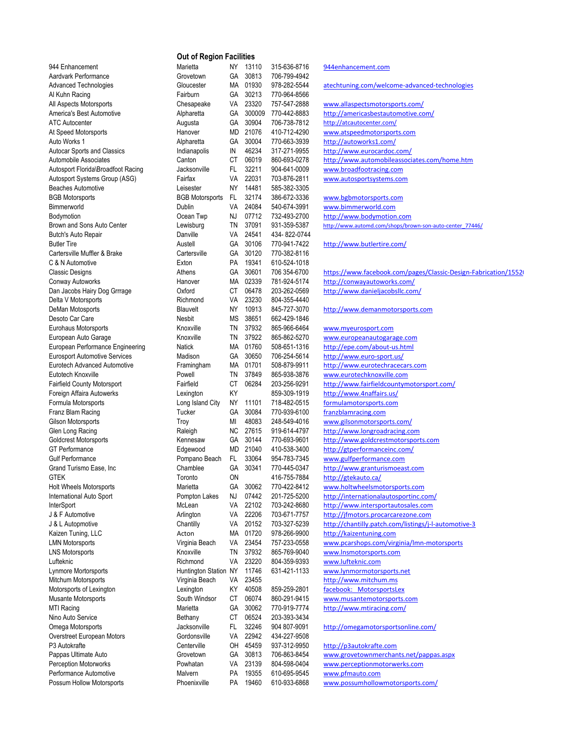## Out of Region Facilities

| Name | City | State | Zip | Phone | Website |
|---|---|---|---|---|---|
| 944 Enhancement | Marietta | NY | 13110 | 315-636-8716 | 944enhancement.com |
| Aardvark Performance | Grovetown | GA | 30813 | 706-799-4942 | |
| Advanced Technologies | Gloucester | MA | 01930 | 978-282-5544 | atechtuning.com/welcome-advanced-technologies |
| Al Kuhn Racing | Fairburn | GA | 30213 | 770-964-8566 | |
| All Aspects Motorsports | Chesapeake | VA | 23320 | 757-547-2888 | www.allaspectsmotorsports.com/ |
| America's Best Automotive | Alpharetta | GA | 300009 | 770-442-8883 | http://americasbestautomotive.com/ |
| ATC Autocenter | Augusta | GA | 30904 | 706-738-7812 | http://atcautocenter.com/ |
| At Speed Motorsports | Hanover | MD | 21076 | 410-712-4290 | www.atspeedmotorsports.com |
| Auto Works 1 | Alpharetta | GA | 30004 | 770-663-3939 | http://autoworks1.com/ |
| Autocar Sports and Classics | Indianapolis | IN | 46234 | 317-271-9955 | http://www.eurocardoc.com/ |
| Automobile Associates | Canton | CT | 06019 | 860-693-0278 | http://www.automobileassociates.com/home.htm |
| Autosport Florida\Broadfoot Racing | Jacksonville | FL | 32211 | 904-641-0009 | www.broadfootracing.com |
| Autosport Systems Group (ASG) | Fairfax | VA | 22031 | 703-876-2811 | www.autosportsystems.com |
| Beaches Automotive | Leisester | NY | 14481 | 585-382-3305 | |
| BGB Motorsports | BGB Motorsports | FL | 32174 | 386-672-3336 | www.bgbmotorsports.com |
| Bimmerworld | Dublin | VA | 24084 | 540-674-3991 | www.bimmerworld.com |
| Bodymotion | Ocean Twp | NJ | 07712 | 732-493-2700 | http://www.bodymotion.com |
| Brown and Sons Auto Center | Lewisburg | TN | 37091 | 931-359-5387 | http://www.automd.com/shops/brown-son-auto-center_77446/ |
| Butch's Auto Repair | Danville | VA | 24541 | 434- 822-0744 | |
| Butler Tire | Austell | GA | 30106 | 770-941-7422 | http://www.butlertire.com/ |
| Cartersville Muffler & Brake | Cartersville | GA | 30120 | 770-382-8116 | |
| C & N Automotive | Exton | PA | 19341 | 610-524-1018 | |
| Classic Designs | Athens | GA | 30601 | 706 354-6700 | https://www.facebook.com/pages/Classic-Design-Fabrication/1552( |
| Conway Autoworks | Hanover | MA | 02339 | 781-924-5174 | http://conwayautoworks.com/ |
| Dan Jacobs Hairy Dog Grrrage | Oxford | CT | 06478 | 203-262-0569 | http://www.danieljacobsllc.com/ |
| Delta V Motorsports | Richmond | VA | 23230 | 804-355-4440 | |
| DeMan Motosports | Blauvelt | NY | 10913 | 845-727-3070 | http://www.demanmotorsports.com |
| Desoto Car Care | Nesbit | MS | 38651 | 662-429-1846 | |
| Eurohaus Motorsports | Knoxville | TN | 37932 | 865-966-6464 | www.myeurosport.com |
| European Auto Garage | Knoxville | TN | 37922 | 865-862-5270 | www.europeanautogarage.com |
| European Performance Engineering | Natick | MA | 01760 | 508-651-1316 | http://epe.com/about-us.html |
| Eurosport Automotive Services | Madison | GA | 30650 | 706-254-5614 | http://www.euro-sport.us/ |
| Eurotech Advanced Automotive | Framingham | MA | 01701 | 508-879-9911 | http://www.eurotechracecars.com |
| Eutotech Knoxville | Powell | TN | 37849 | 865-938-3876 | www.eurotechknoxville.com |
| Fairfield County Motorsport | Fairfield | CT | 06284 | 203-256-9291 | http://www.fairfieldcountymotorsport.com/ |
| Foreign Affaira Autowerks | Lexington | KY | | 859-309-1919 | http://www.4naffairs.us/ |
| Formula Motorsports | Long Island City | NY | 11101 | 718-482-0515 | formulamotorsports.com |
| Franz Blam Racing | Tucker | GA | 30084 | 770-939-6100 | franzblamracing.com |
| Gilson Motorsports | Troy | MI | 48083 | 248-549-4016 | www.gilsonmotorsports.com/ |
| Glen Long Racing | Raleigh | NC | 27615 | 919-614-4797 | http://www.longroadracing.com |
| Goldcrest Motorsports | Kennesaw | GA | 30144 | 770-693-9601 | http://www.goldcrestmotorsports.com |
| GT Performance | Edgewood | MD | 21040 | 410-538-3400 | http://gtperformanceinc.com/ |
| Gulf Performance | Pompano Beach | FL | 33064 | 954-783-7345 | www.gulfperformance.com |
| Grand Turismo Ease, Inc | Chamblee | GA | 30341 | 770-445-0347 | http://www.granturismoeast.com |
| GTEK | Toronto | ON | | 416-755-7884 | http://gtekauto.ca/ |
| Holt Wheels Motorsports | Marietta | GA | 30062 | 770-422-8412 | www.holtwheelsmotorsports.com |
| International Auto Sport | Pompton Lakes | NJ | 07442 | 201-725-5200 | http://internationalautosportinc.com/ |
| InterSport | McLean | VA | 22102 | 703-242-8680 | http://www.intersportautosales.com |
| J & F Automotive | Arlington | VA | 22206 | 703-671-7757 | http://jfmotors.procarcarezone.com |
| J & L Autopmotive | Chantilly | VA | 20152 | 703-327-5239 | http://chantilly.patch.com/listings/j-l-automotive-3 |
| Kaizen Tuning, LLC | Acton | MA | 01720 | 978-266-9900 | http://kaizentuning.com |
| LMN Motorsports | Virginia Beach | VA | 23454 | 757-233-0558 | www.pcarshops.com/virginia/lmn-motorsports |
| LNS Motorsports | Knoxville | TN | 37932 | 865-769-9040 | www.lnsmotorsports.com |
| Lufteknic | Richmond | VA | 23220 | 804-359-9393 | www.lufteknic.com |
| Lynmore Mortorsports | Huntington Station | NY | 11746 | 631-421-1133 | www.lynmormotorsports.net |
| Mitchum Motorsports | Virginia Beach | VA | 23455 | | http://www.mitchum.ms |
| Motorsports of Lexington | Lexington | KY | 40508 | 859-259-2801 | facebook: MotorsportsLex |
| Musante Motorsports | South Windsor | CT | 06074 | 860-291-9415 | www.musantemotorsports.com |
| MTI Racing | Marietta | GA | 30062 | 770-919-7774 | http://www.mtiracing.com/ |
| Nino Auto Service | Bethany | CT | 06524 | 203-393-3434 | |
| Omega Motorsports | Jacksonville | FL | 32246 | 904 807-9091 | http://omegamotorsportsonline.com/ |
| Overstreet European Motors | Gordonsville | VA | 22942 | 434-227-9508 | |
| P3 Autokrafte | Centerville | OH | 45459 | 937-312-9950 | http://p3autokrafte.com |
| Pappas Ultimate Auto | Grovetown | GA | 30813 | 706-863-8454 | www.grovetownmerchants.net/pappas.aspx |
| Perception Motorworks | Powhatan | VA | 23139 | 804-598-0404 | www.perceptionmotorwerks.com |
| Performance Automotive | Malvern | PA | 19355 | 610-695-9545 | www.pfmauto.com |
| Possum Hollow Motorsports | Phoenixville | PA | 19460 | 610-933-6868 | www.possumhollowmotorsports.com/ |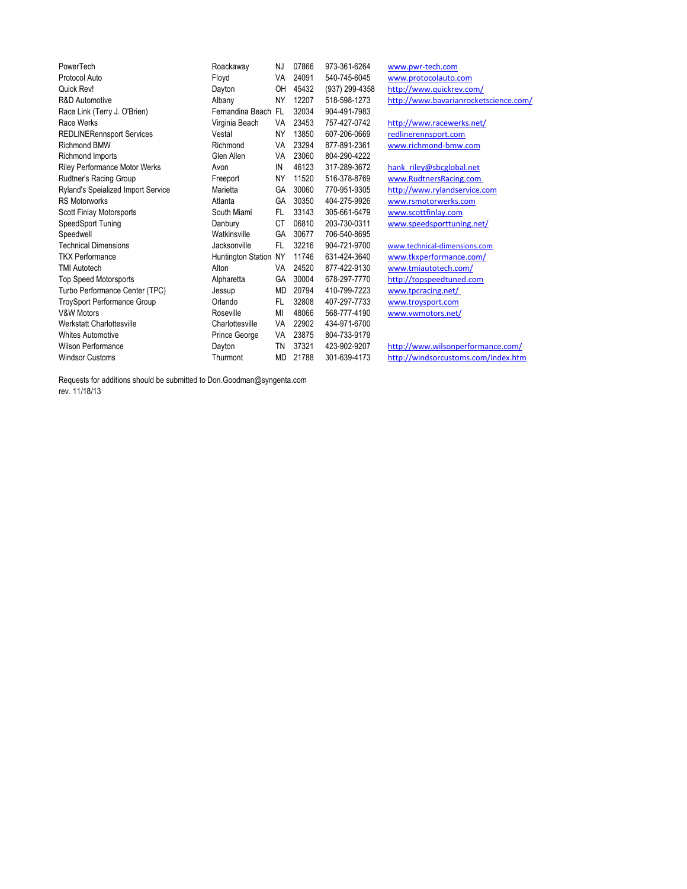| | | | | | |
|---|---|---|---|---|---|
| PowerTech | Roackaway | NJ | 07866 | 973-361-6264 | www.pwr-tech.com |
| Protocol Auto | Floyd | VA | 24091 | 540-745-6045 | www.protocolauto.com |
| Quick Rev! | Dayton | OH | 45432 | (937) 299-4358 | http://www.quickrev.com/ |
| R&D Automotive | Albany | NY | 12207 | 518-598-1273 | http://www.bavarianrocketscience.com/ |
| Race Link (Terry J. O'Brien) | Fernandina Beach | FL | 32034 | 904-491-7983 | |
| Race Werks | Virginia Beach | VA | 23453 | 757-427-0742 | http://www.racewerks.net/ |
| REDLINERennsport Services | Vestal | NY | 13850 | 607-206-0669 | redlinerennsport.com |
| Richmond BMW | Richmond | VA | 23294 | 877-891-2361 | www.richmond-bmw.com |
| Richmond Imports | Glen Allen | VA | 23060 | 804-290-4222 | |
| Riley Performance Motor Werks | Avon | IN | 46123 | 317-289-3672 | hank_riley@sbcglobal.net |
| Rudtner's Racing Group | Freeport | NY | 11520 | 516-378-8769 | www.RudtnersRacing.com |
| Ryland's Speialized Import Service | Marietta | GA | 30060 | 770-951-9305 | http://www.rylandservice.com |
| RS Motorworks | Atlanta | GA | 30350 | 404-275-9926 | www.rsmotorwerks.com |
| Scott Finlay Motorsports | South Miami | FL | 33143 | 305-661-6479 | www.scottfinlay.com |
| SpeedSport Tuning | Danbury | CT | 06810 | 203-730-0311 | www.speedsporttuning.net/ |
| Speedwell | Watkinsville | GA | 30677 | 706-540-8695 | |
| Technical Dimensions | Jacksonville | FL | 32216 | 904-721-9700 | www.technical-dimensions.com |
| TKX Performance | Huntington Station | NY | 11746 | 631-424-3640 | www.tkxperformance.com/ |
| TMI Autotech | Alton | VA | 24520 | 877-422-9130 | www.tmiautotech.com/ |
| Top Speed Motorsports | Alpharetta | GA | 30004 | 678-297-7770 | http://topspeedtuned.com |
| Turbo Performance Center (TPC) | Jessup | MD | 20794 | 410-799-7223 | www.tpcracing.net/ |
| TroySport Performance Group | Orlando | FL | 32808 | 407-297-7733 | www.troysport.com |
| V&W Motors | Roseville | MI | 48066 | 568-777-4190 | www.vwmotors.net/ |
| Werkstatt Charlottesville | Charlottesville | VA | 22902 | 434-971-6700 | |
| Whites Automotive | Prince George | VA | 23875 | 804-733-9179 | |
| Wilson Performance | Dayton | TN | 37321 | 423-902-9207 | http://www.wilsonperformance.com/ |
| Windsor Customs | Thurmont | MD | 21788 | 301-639-4173 | http://windsorcustoms.com/index.htm |

Requests for additions should be submitted to Don.Goodman@syngenta.com
rev. 11/18/13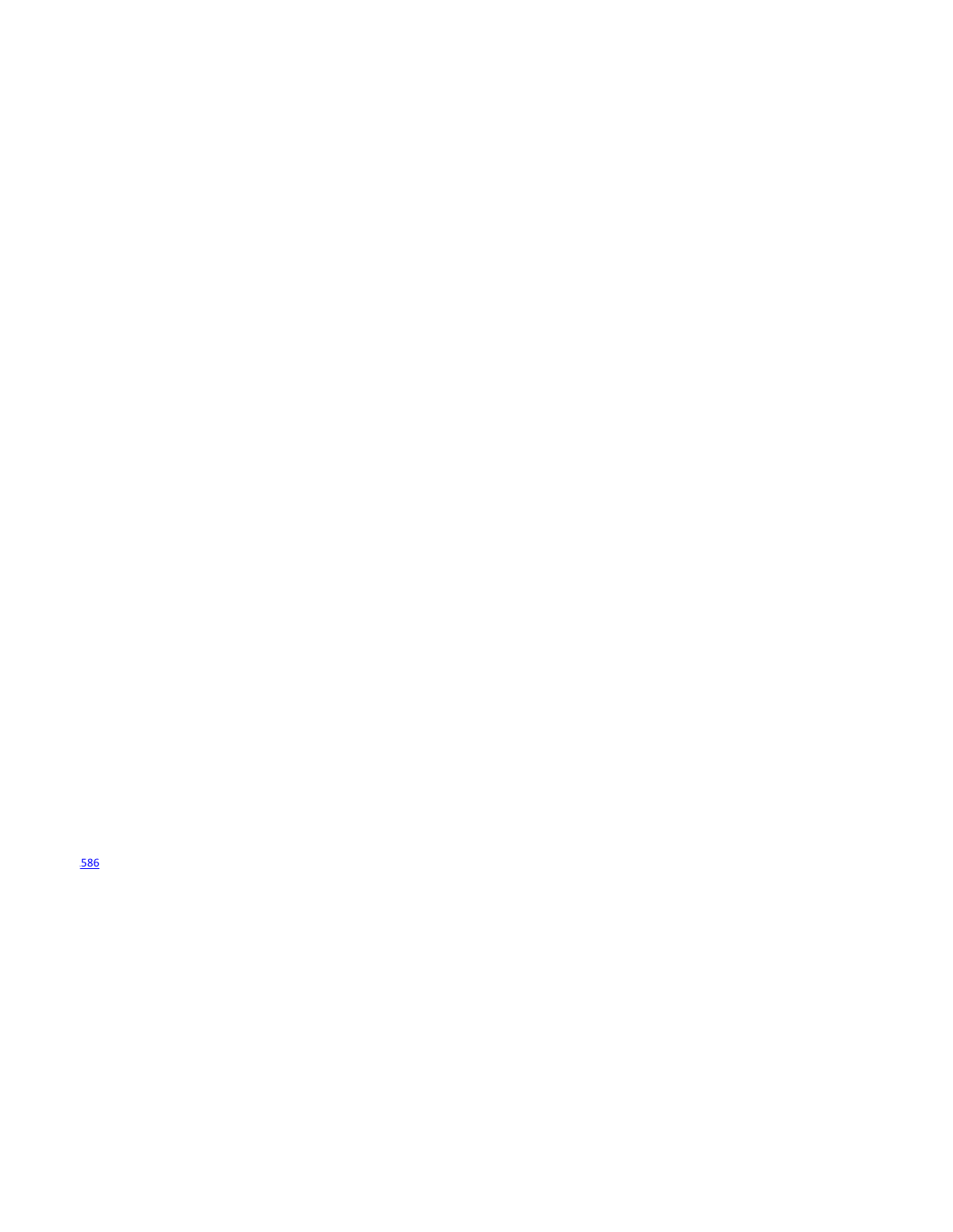586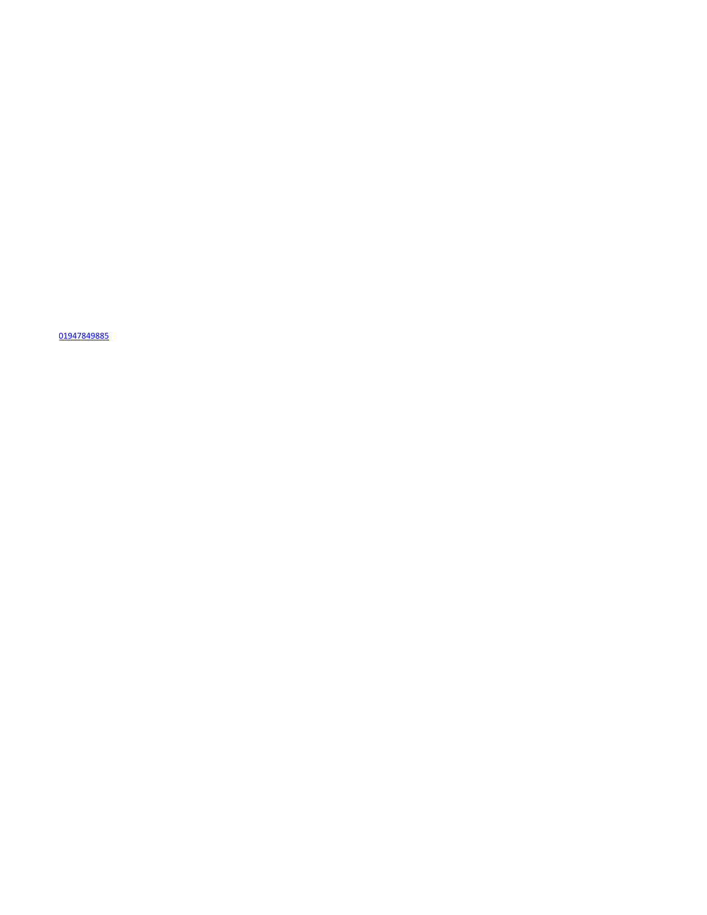01947849885